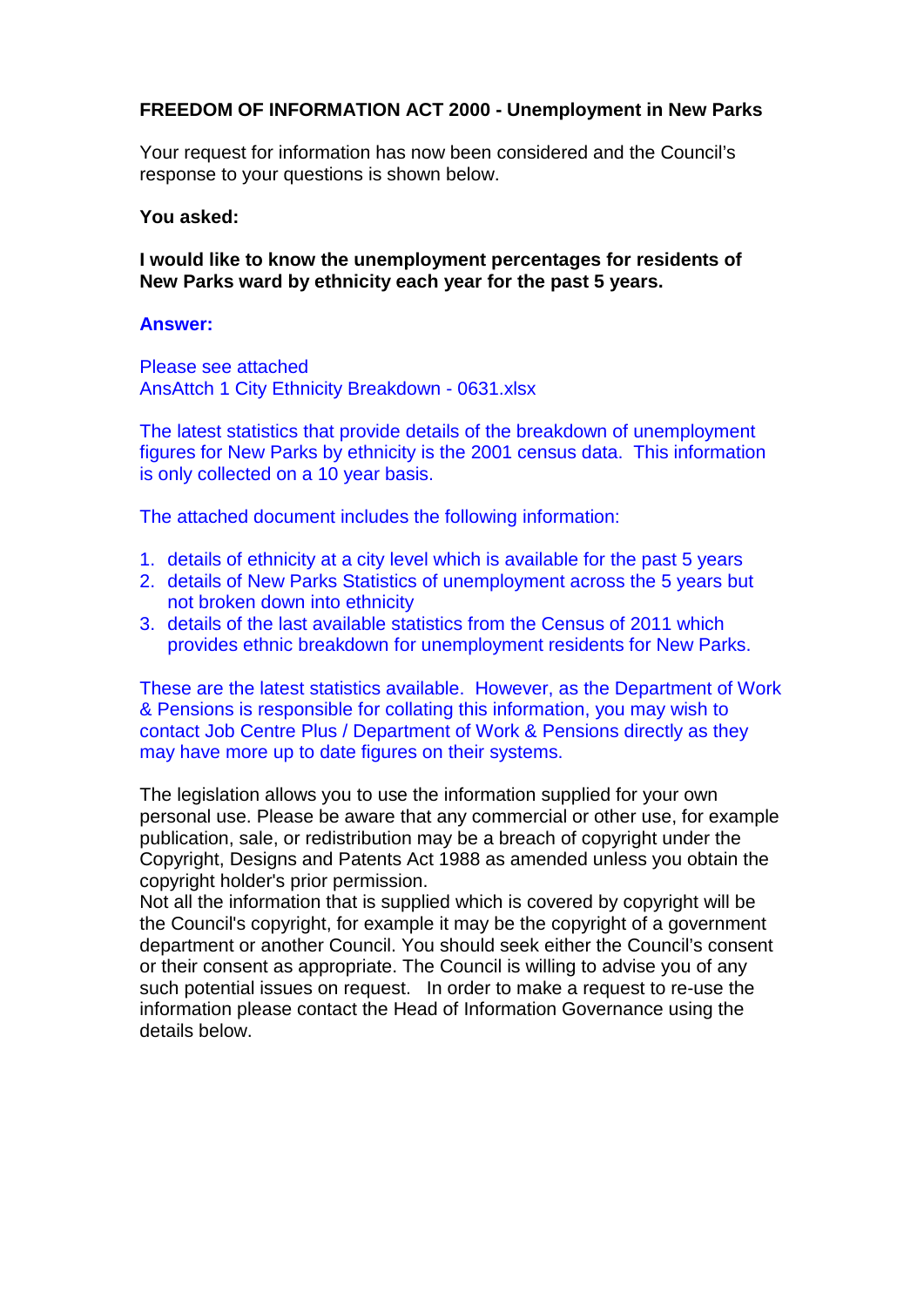**FREEDOM OF INFORMATION ACT 2000 - Unemployment in New Parks**

Your request for information has now been considered and the Council's response to your questions is shown below.

**You asked:**

**I would like to know the unemployment percentages for residents of New Parks ward by ethnicity each year for the past 5 years.**

**Answer:**

Please see attached
AnsAttch 1 City Ethnicity Breakdown - 0631.xlsx

The latest statistics that provide details of the breakdown of unemployment figures for New Parks by ethnicity is the 2001 census data. This information is only collected on a 10 year basis.

The attached document includes the following information:

1. details of ethnicity at a city level which is available for the past 5 years
2. details of New Parks Statistics of unemployment across the 5 years but not broken down into ethnicity
3. details of the last available statistics from the Census of 2011 which provides ethnic breakdown for unemployment residents for New Parks.

These are the latest statistics available. However, as the Department of Work & Pensions is responsible for collating this information, you may wish to contact Job Centre Plus / Department of Work & Pensions directly as they may have more up to date figures on their systems.

The legislation allows you to use the information supplied for your own personal use. Please be aware that any commercial or other use, for example publication, sale, or redistribution may be a breach of copyright under the Copyright, Designs and Patents Act 1988 as amended unless you obtain the copyright holder's prior permission.
Not all the information that is supplied which is covered by copyright will be the Council's copyright, for example it may be the copyright of a government department or another Council. You should seek either the Council's consent or their consent as appropriate. The Council is willing to advise you of any such potential issues on request. In order to make a request to re-use the information please contact the Head of Information Governance using the details below.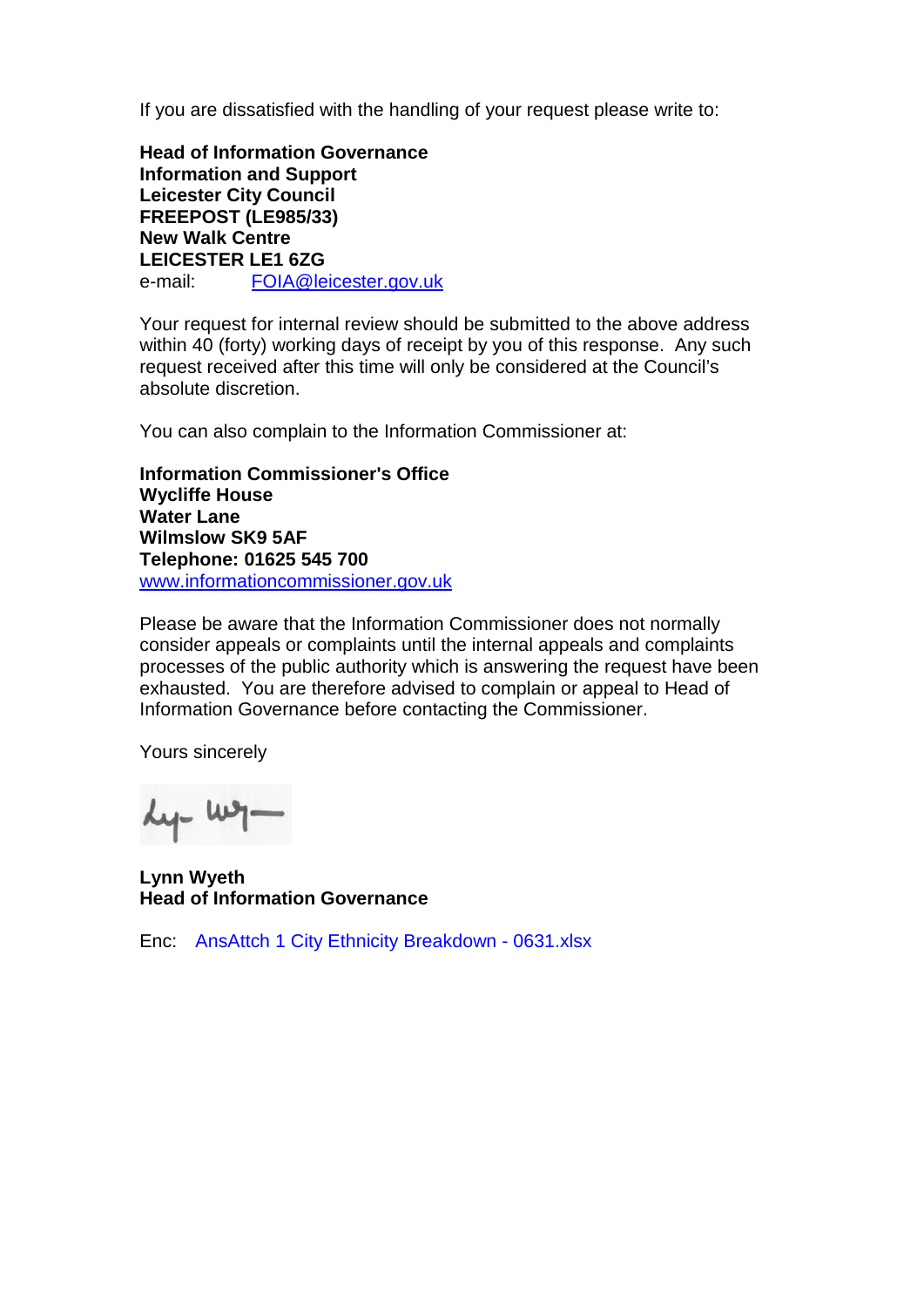If you are dissatisfied with the handling of your request please write to:

**Head of Information Governance**
**Information and Support**
**Leicester City Council**
**FREEPOST (LE985/33)**
**New Walk Centre**
**LEICESTER LE1 6ZG**
e-mail: FOIA@leicester.gov.uk

Your request for internal review should be submitted to the above address within 40 (forty) working days of receipt by you of this response. Any such request received after this time will only be considered at the Council's absolute discretion.

You can also complain to the Information Commissioner at:

**Information Commissioner's Office**
**Wycliffe House**
**Water Lane**
**Wilmslow SK9 5AF**
**Telephone: 01625 545 700**
www.informationcommissioner.gov.uk

Please be aware that the Information Commissioner does not normally consider appeals or complaints until the internal appeals and complaints processes of the public authority which is answering the request have been exhausted. You are therefore advised to complain or appeal to Head of Information Governance before contacting the Commissioner.

Yours sincerely

**Lynn Wyeth**
**Head of Information Governance**

Enc: AnsAttch 1 City Ethnicity Breakdown - 0631.xlsx